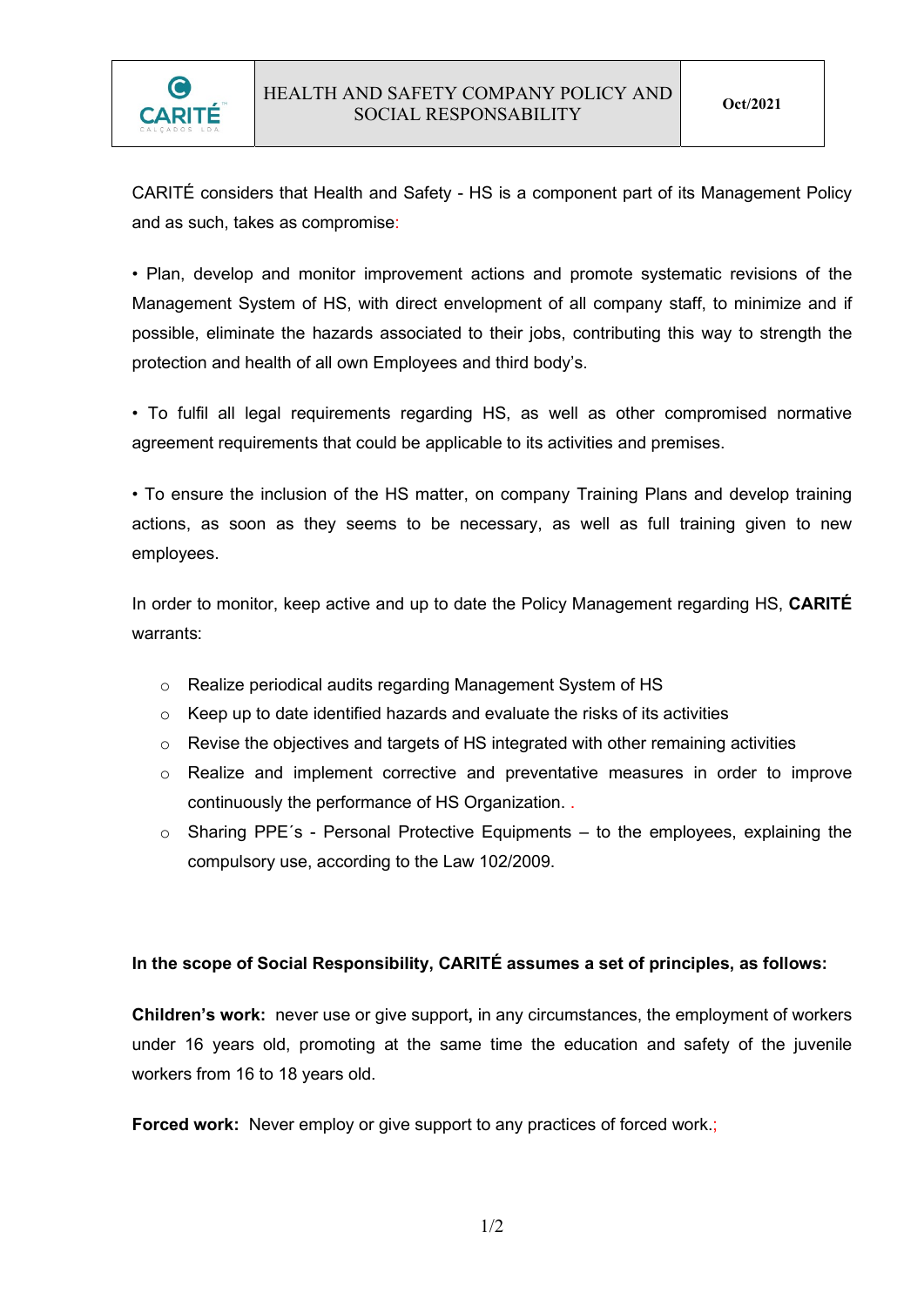| CARITÉ CALÇADOS LDA | HEALTH AND SAFETY COMPANY POLICY AND SOCIAL RESPONSABILITY | Oct/2021 |
|---|---|---|

CARITÉ considers that Health and Safety - HS is a component part of its Management Policy and as such, takes as compromise:

• Plan, develop and monitor improvement actions and promote systematic revisions of the Management System of HS, with direct envelopment of all company staff, to minimize and if possible, eliminate the hazards associated to their jobs, contributing this way to strength the protection and health of all own Employees and third body's.

• To fulfil all legal requirements regarding HS, as well as other compromised normative agreement requirements that could be applicable to its activities and premises.

• To ensure the inclusion of the HS matter, on company Training Plans and develop training actions, as soon as they seems to be necessary, as well as full training given to new employees.

In order to monitor, keep active and up to date the Policy Management regarding HS, **CARITÉ** warrants:

- Realize periodical audits regarding Management System of HS
- Keep up to date identified hazards and evaluate the risks of its activities
- Revise the objectives and targets of HS integrated with other remaining activities
- Realize and implement corrective and preventative measures in order to improve continuously the performance of HS Organization. .
- Sharing PPE´s - Personal Protective Equipments – to the employees, explaining the compulsory use, according to the Law 102/2009.

**In the scope of Social Responsibility, CARITÉ assumes a set of principles, as follows:**

**Children's work:** never use or give support**,** in any circumstances, the employment of workers under 16 years old, promoting at the same time the education and safety of the juvenile workers from 16 to 18 years old.

**Forced work:** Never employ or give support to any practices of forced work.;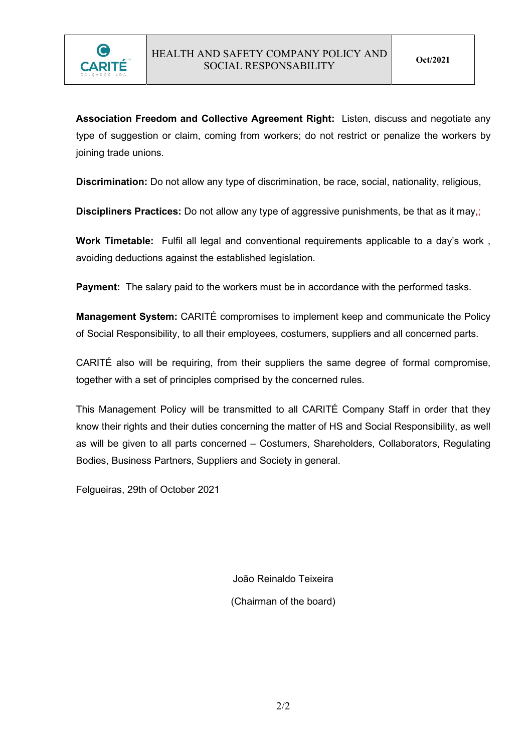**Association Freedom and Collective Agreement Right:** Listen, discuss and negotiate any type of suggestion or claim, coming from workers; do not restrict or penalize the workers by joining trade unions.

**Discrimination:** Do not allow any type of discrimination, be race, social, nationality, religious,

**Discipliners Practices:** Do not allow any type of aggressive punishments, be that as it may,;

**Work Timetable:** Fulfil all legal and conventional requirements applicable to a day's work , avoiding deductions against the established legislation.

**Payment:** The salary paid to the workers must be in accordance with the performed tasks.

**Management System:** CARITÉ compromises to implement keep and communicate the Policy of Social Responsibility, to all their employees, costumers, suppliers and all concerned parts.

CARITÉ also will be requiring, from their suppliers the same degree of formal compromise, together with a set of principles comprised by the concerned rules.

This Management Policy will be transmitted to all CARITÉ Company Staff in order that they know their rights and their duties concerning the matter of HS and Social Responsibility, as well as will be given to all parts concerned – Costumers, Shareholders, Collaborators, Regulating Bodies, Business Partners, Suppliers and Society in general.

Felgueiras, 29th of October 2021

João Reinaldo Teixeira

(Chairman of the board)